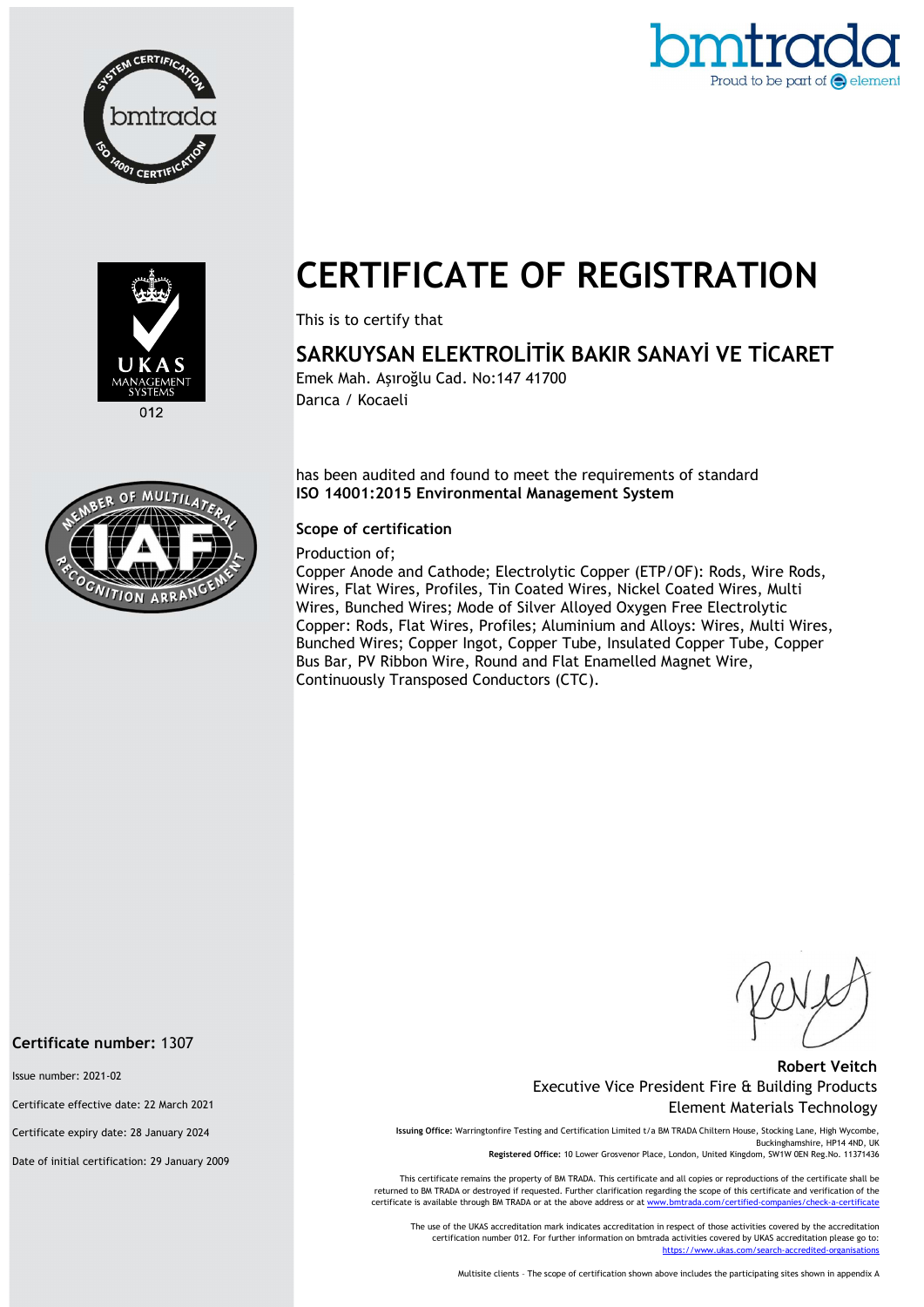# CERTIFICATE OF REGISTRATION

This is to certify that

## SARKUYSAN ELEKTROLİTİK BAKIR SANAYİ VE TİCARET

Emek Mah. Aşıroğlu Cad. No:147 41700
Darıca / Kocaeli

has been audited and found to meet the requirements of standard
**ISO 14001:2015 Environmental Management System**

### Scope of certification

Production of;
Copper Anode and Cathode; Electrolytic Copper (ETP/OF): Rods, Wire Rods, Wires, Flat Wires, Profiles, Tin Coated Wires, Nickel Coated Wires, Multi Wires, Bunched Wires; Mode of Silver Alloyed Oxygen Free Electrolytic Copper: Rods, Flat Wires, Profiles; Aluminium and Alloys: Wires, Multi Wires, Bunched Wires; Copper Ingot, Copper Tube, Insulated Copper Tube, Copper Bus Bar, PV Ribbon Wire, Round and Flat Enamelled Magnet Wire, Continuously Transposed Conductors (CTC).

UKAS MANAGEMENT SYSTEMS 012

**Robert Veitch**
Executive Vice President Fire & Building Products
Element Materials Technology

**Certificate number:** 1307

Issue number: 2021-02

Certificate effective date: 22 March 2021

Certificate expiry date: 28 January 2024

Date of initial certification: 29 January 2009

**Issuing Office:** Warringtonfire Testing and Certification Limited t/a BM TRADA Chiltern House, Stocking Lane, High Wycombe, Buckinghamshire, HP14 4ND, UK
**Registered Office:** 10 Lower Grosvenor Place, London, United Kingdom, SW1W 0EN Reg.No. 11371436

This certificate remains the property of BM TRADA. This certificate and all copies or reproductions of the certificate shall be returned to BM TRADA or destroyed if requested. Further clarification regarding the scope of this certificate and verification of the certificate is available through BM TRADA or at the above address or at www.bmtrada.com/certified-companies/check-a-certificate

The use of the UKAS accreditation mark indicates accreditation in respect of those activities covered by the accreditation certification number 012. For further information on bmtrada activities covered by UKAS accreditation please go to: https://www.ukas.com/search-accredited-organisations

Multisite clients – The scope of certification shown above includes the participating sites shown in appendix A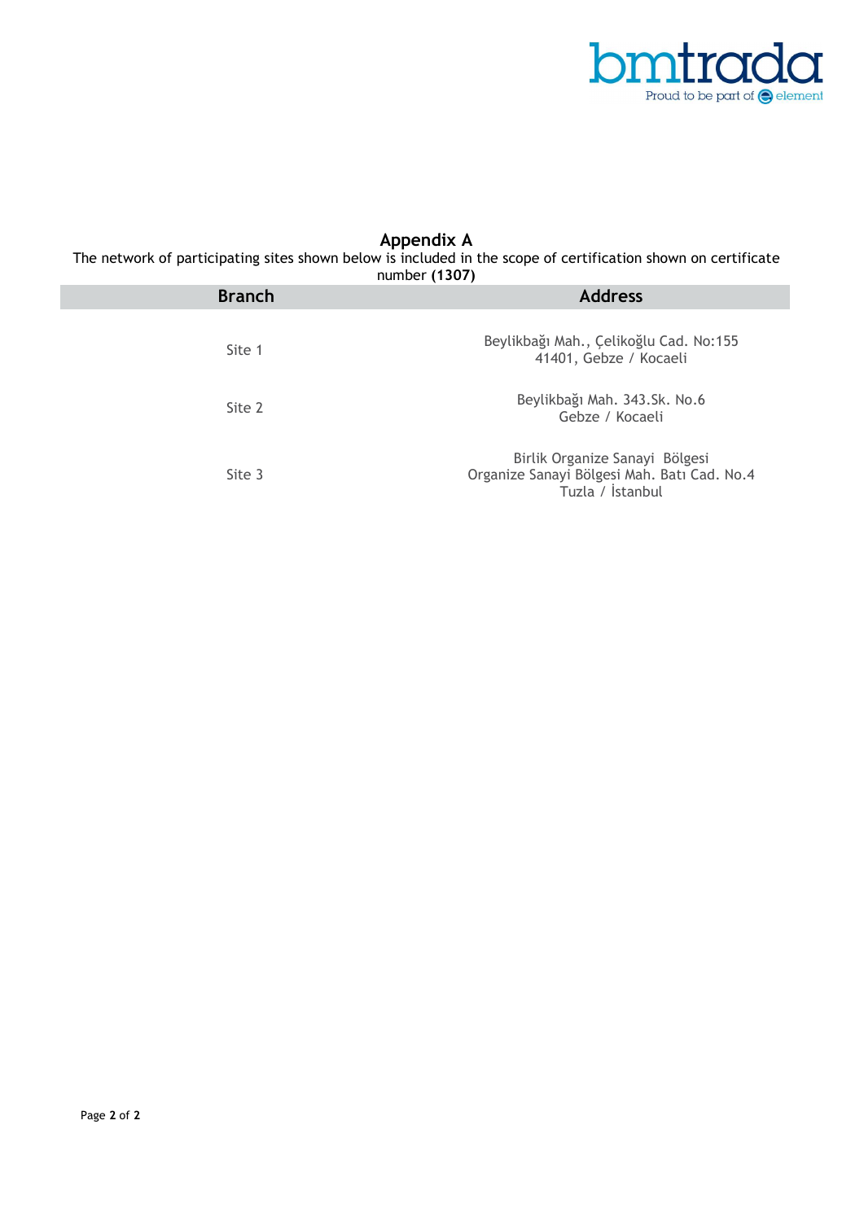## Appendix A

The network of participating sites shown below is included in the scope of certification shown on certificate number **(1307)**

| Branch | Address |
| --- | --- |
| Site 1 | Beylikbağı Mah., Çelikoğlu Cad. No:155<br>41401, Gebze / Kocaeli |
| Site 2 | Beylikbağı Mah. 343.Sk. No.6<br>Gebze / Kocaeli |
| Site 3 | Birlik Organize Sanayi Bölgesi<br>Organize Sanayi Bölgesi Mah. Batı Cad. No.4<br>Tuzla / İstanbul |